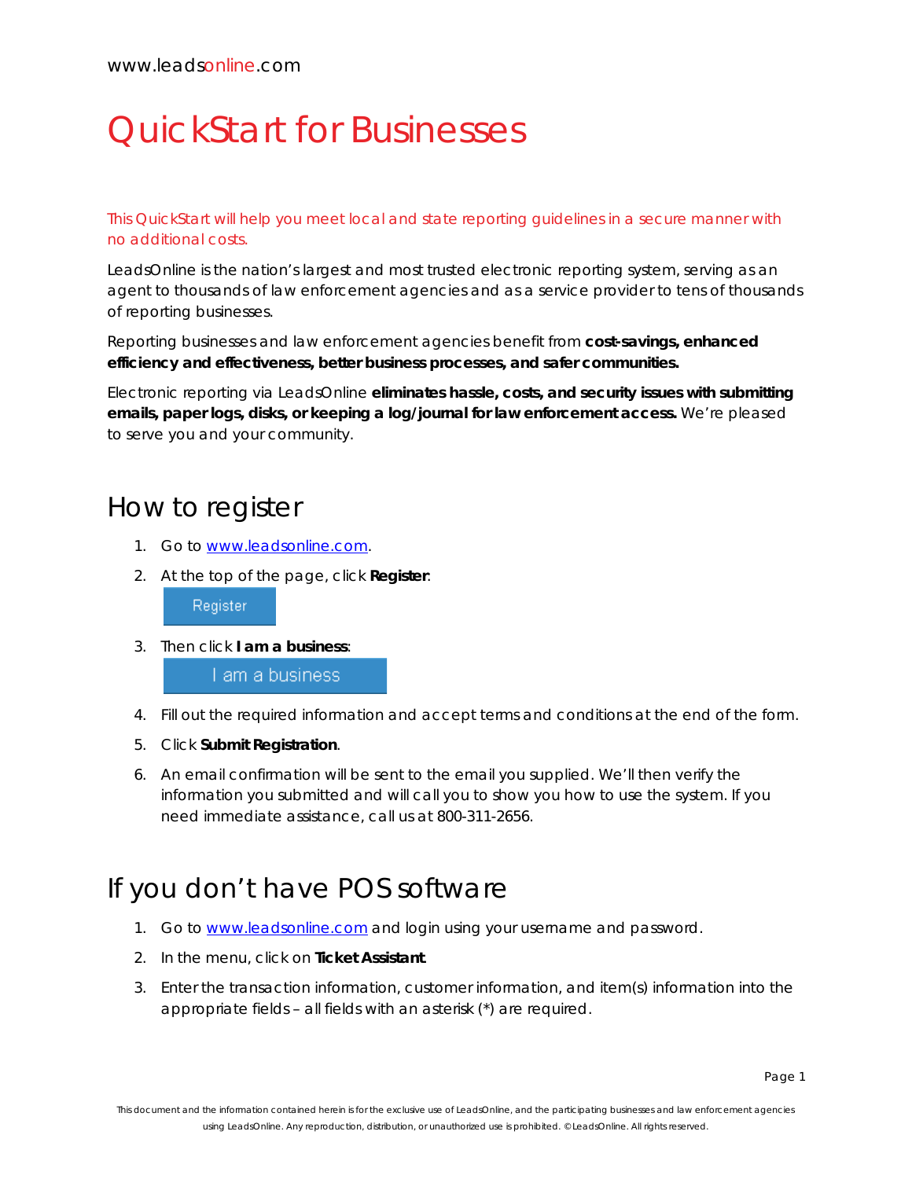www.leadsonline.com

# QuickStart for Businesses

This QuickStart will help you meet local and state reporting guidelines in a secure manner with no additional costs.

LeadsOnline is the nation's largest and most trusted electronic reporting system, serving as an agent to thousands of law enforcement agencies and as a service provider to tens of thousands of reporting businesses.

Reporting businesses and law enforcement agencies benefit from **cost-savings, enhanced efficiency and effectiveness, better business processes, and safer communities.**

Electronic reporting via LeadsOnline **eliminates hassle, costs, and security issues with submitting emails, paper logs, disks, or keeping a log/journal for law enforcement access.** We're pleased to serve you and your community.

## How to register

1. Go to [www.leadsonline.com](http://www.leadsonline.com).
2. At the top of the page, click **Register**:

   Register

3. Then click **I am a business**:

   I am a business

4. Fill out the required information and accept terms and conditions at the end of the form.
5. Click **Submit Registration**.
6. An email confirmation will be sent to the email you supplied. We'll then verify the information you submitted and will call you to show you how to use the system. If you need immediate assistance, call us at 800-311-2656.

## If you don't have POS software

1. Go to [www.leadsonline.com](http://www.leadsonline.com) and login using your username and password.
2. In the menu, click on **Ticket Assistant**.
3. Enter the transaction information, customer information, and item(s) information into the appropriate fields – all fields with an asterisk (*) are required.

This document and the information contained herein is for the exclusive use of LeadsOnline, and the participating businesses and law enforcement agencies using LeadsOnline. Any reproduction, distribution, or unauthorized use is prohibited. © LeadsOnline. All rights reserved.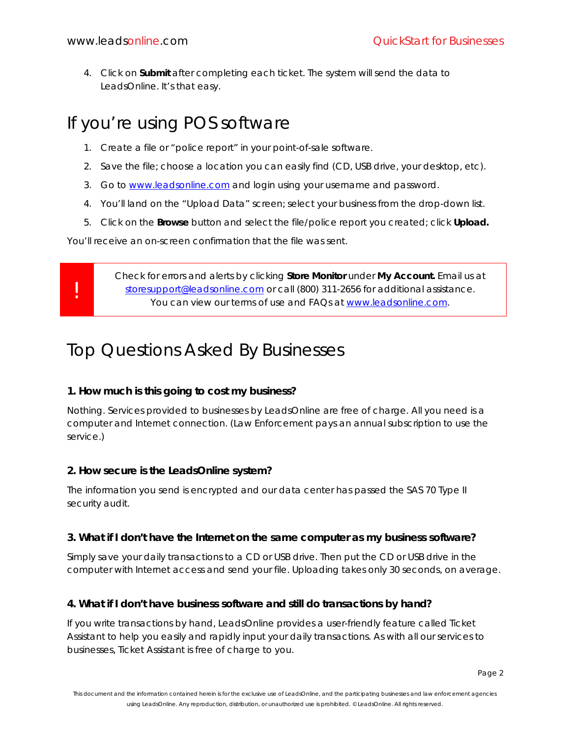4. Click on **Submit** after completing each ticket. The system will send the data to LeadsOnline. It's that easy.

## If you're using POS software

1. Create a file or "police report" in your point-of-sale software.
2. Save the file; choose a location you can easily find (CD, USB drive, your desktop, etc).
3. Go to www.leadsonline.com and login using your username and password.
4. You'll land on the "Upload Data" screen; select your business from the drop-down list.
5. Click on the **Browse** button and select the file/police report you created; click **Upload.**

You'll receive an on-screen confirmation that the file was sent.

> **!** Check for errors and alerts by clicking **Store Monitor** under **My Account.** Email us at storesupport@leadsonline.com or call (800) 311-2656 for additional assistance. You can view our terms of use and FAQs at www.leadsonline.com.

## Top Questions Asked By Businesses

### 1. How much is this going to cost my business?

Nothing. Services provided to businesses by LeadsOnline are free of charge. All you need is a computer and Internet connection. (Law Enforcement pays an annual subscription to use the service.)

### 2. How secure is the LeadsOnline system?

The information you send is encrypted and our data center has passed the SAS 70 Type II security audit.

### 3. What if I don't have the Internet on the same computer as my business software?

Simply save your daily transactions to a CD or USB drive. Then put the CD or USB drive in the computer with Internet access and send your file. Uploading takes only 30 seconds, on average.

### 4. What if I don't have business software and still do transactions by hand?

If you write transactions by hand, LeadsOnline provides a user-friendly feature called Ticket Assistant to help you easily and rapidly input your daily transactions. As with all our services to businesses, Ticket Assistant is free of charge to you.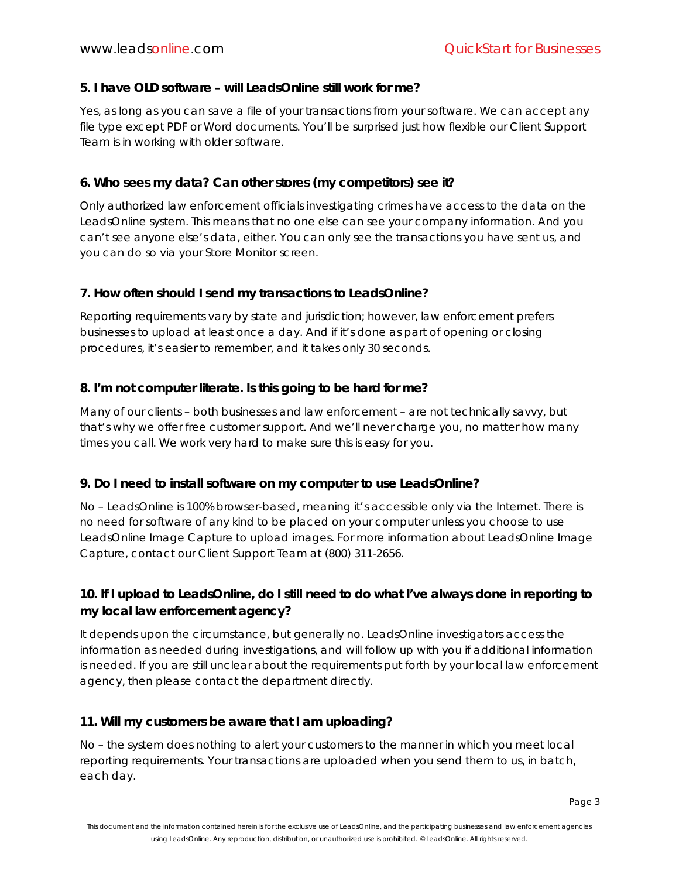### 5. I have OLD software – will LeadsOnline still work for me?

Yes, as long as you can save a file of your transactions from your software. We can accept any file type except PDF or Word documents. You'll be surprised just how flexible our Client Support Team is in working with older software.

### 6. Who sees my data? Can other stores (my competitors) see it?

Only authorized law enforcement officials investigating crimes have access to the data on the LeadsOnline system. This means that no one else can see your company information. And you can't see anyone else's data, either. You can only see the transactions you have sent us, and you can do so via your Store Monitor screen.

### 7. How often should I send my transactions to LeadsOnline?

Reporting requirements vary by state and jurisdiction; however, law enforcement prefers businesses to upload at least once a day. And if it's done as part of opening or closing procedures, it's easier to remember, and it takes only 30 seconds.

### 8. I'm not computer literate. Is this going to be hard for me?

Many of our clients – both businesses and law enforcement – are not technically savvy, but that's why we offer free customer support. And we'll never charge you, no matter how many times you call. We work very hard to make sure this is easy for you.

### 9. Do I need to install software on my computer to use LeadsOnline?

No – LeadsOnline is 100% browser-based, meaning it's accessible only via the Internet. There is no need for software of any kind to be placed on your computer unless you choose to use LeadsOnline Image Capture to upload images. For more information about LeadsOnline Image Capture, contact our Client Support Team at (800) 311-2656.

### 10. If I upload to LeadsOnline, do I still need to do what I've always done in reporting to my local law enforcement agency?

It depends upon the circumstance, but generally no. LeadsOnline investigators access the information as needed during investigations, and will follow up with you if additional information is needed. If you are still unclear about the requirements put forth by your local law enforcement agency, then please contact the department directly.

### 11. Will my customers be aware that I am uploading?

No – the system does nothing to alert your customers to the manner in which you meet local reporting requirements. Your transactions are uploaded when you send them to us, in batch, each day.